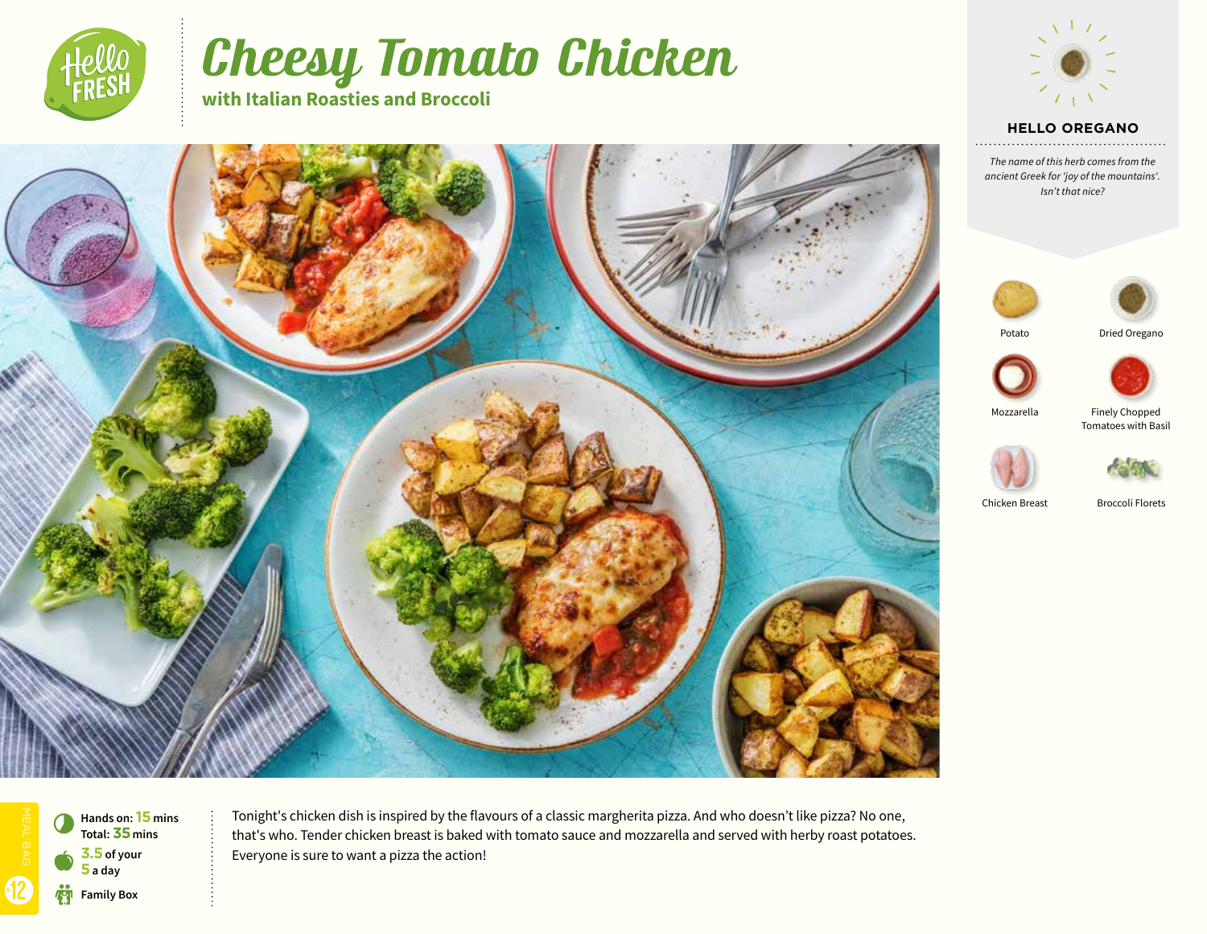# Cheesy Tomato Chicken

## with Italian Roasties and Broccoli

### HELLO OREGANO

*The name of this herb comes from the ancient Greek for 'joy of the mountains'. Isn't that nice?*

- Potato
- Dried Oregano
- Mozzarella
- Finely Chopped Tomatoes with Basil
- Chicken Breast
- Broccoli Florets

**Hands on: 15 mins**
**Total: 35 mins**

**3.5 of your 5 a day**

**Family Box**

MEAL BAG 12

Tonight's chicken dish is inspired by the flavours of a classic margherita pizza. And who doesn't like pizza? No one, that's who. Tender chicken breast is baked with tomato sauce and mozzarella and served with herby roast potatoes. Everyone is sure to want a pizza the action!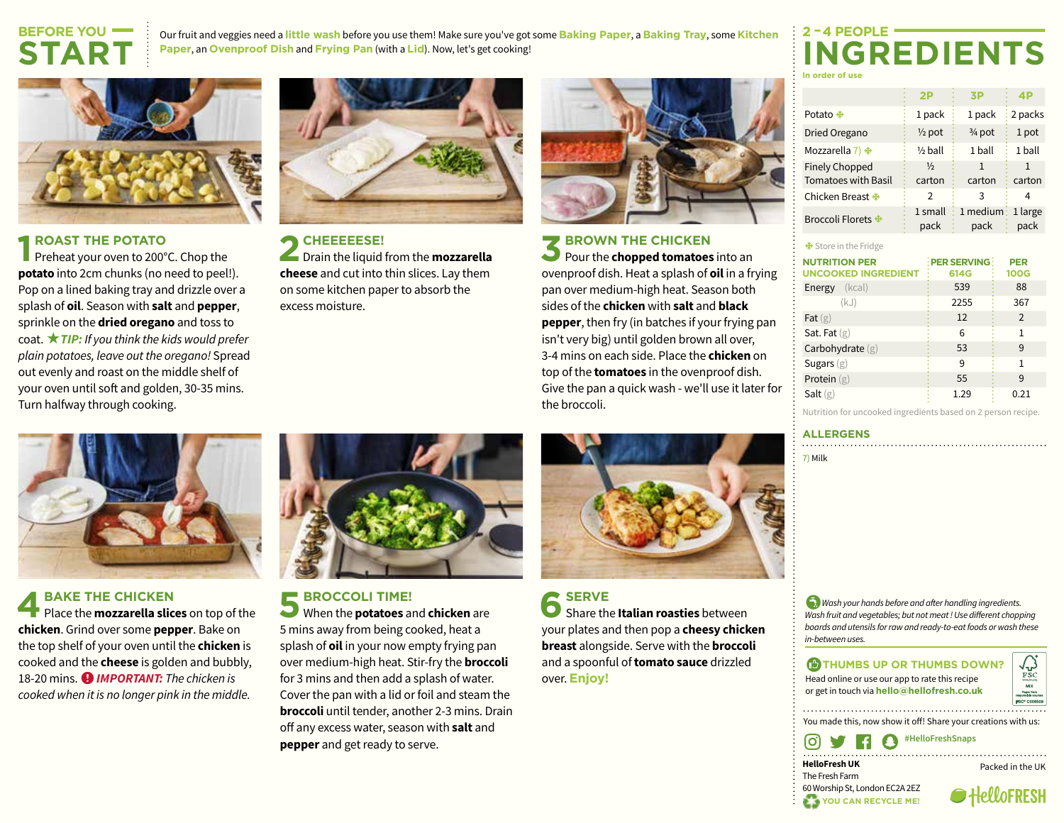# BEFORE YOU START

Our fruit and veggies need a **little wash** before you use them! Make sure you've got some **Baking Paper**, a **Baking Tray**, some **Kitchen Paper**, an **Ovenproof Dish** and **Frying Pan** (with a **Lid**). Now, let's get cooking!

## 1 ROAST THE POTATO

Preheat your oven to 200°C. Chop the **potato** into 2cm chunks (no need to peel!). Pop on a lined baking tray and drizzle over a splash of **oil**. Season with **salt** and **pepper**, sprinkle on the **dried oregano** and toss to coat. ★ ***TIP:*** *If you think the kids would prefer plain potatoes, leave out the oregano!* Spread out evenly and roast on the middle shelf of your oven until soft and golden, 30-35 mins. Turn halfway through cooking.

## 2 CHEEEEEESE!

Drain the liquid from the **mozzarella cheese** and cut into thin slices. Lay them on some kitchen paper to absorb the excess moisture.

## 3 BROWN THE CHICKEN

Pour the **chopped tomatoes** into an ovenproof dish. Heat a splash of **oil** in a frying pan over medium-high heat. Season both sides of the **chicken** with **salt** and **black pepper**, then fry (in batches if your frying pan isn't very big) until golden brown all over, 3-4 mins on each side. Place the **chicken** on top of the **tomatoes** in the ovenproof dish. Give the pan a quick wash - we'll use it later for the broccoli.

## 4 BAKE THE CHICKEN

Place the **mozzarella slices** on top of the **chicken**. Grind over some **pepper**. Bake on the top shelf of your oven until the **chicken** is cooked and the **cheese** is golden and bubbly, 18-20 mins. ***IMPORTANT:*** *The chicken is cooked when it is no longer pink in the middle.*

## 5 BROCCOLI TIME!

When the **potatoes** and **chicken** are 5 mins away from being cooked, heat a splash of **oil** in your now empty frying pan over medium-high heat. Stir-fry the **broccoli** for 3 mins and then add a splash of water. Cover the pan with a lid or foil and steam the **broccoli** until tender, another 2-3 mins. Drain off any excess water, season with **salt** and **pepper** and get ready to serve.

## 6 SERVE

Share the **Italian roasties** between your plates and then pop a **cheesy chicken breast** alongside. Serve with the **broccoli** and a spoonful of **tomato sauce** drizzled over. **Enjoy!**

# 2 - 4 PEOPLE INGREDIENTS

In order of use

| | 2P | 3P | 4P |
|---|---|---|---|
| Potato ✽ | 1 pack | 1 pack | 2 packs |
| Dried Oregano | ½ pot | ¾ pot | 1 pot |
| Mozzarella 7) ✽ | ½ ball | 1 ball | 1 ball |
| Finely Chopped Tomatoes with Basil | ½ carton | 1 carton | 1 carton |
| Chicken Breast ✽ | 2 | 3 | 4 |
| Broccoli Florets ✽ | 1 small pack | 1 medium pack | 1 large pack |

✽ Store in the Fridge

| NUTRITION PER UNCOOKED INGREDIENT | PER SERVING 614G | PER 100G |
|---|---|---|
| Energy (kcal) | 539 | 88 |
| (kJ) | 2255 | 367 |
| Fat (g) | 12 | 2 |
| Sat. Fat (g) | 6 | 1 |
| Carbohydrate (g) | 53 | 9 |
| Sugars (g) | 9 | 1 |
| Protein (g) | 55 | 9 |
| Salt (g) | 1.29 | 0.21 |

Nutrition for uncooked ingredients based on 2 person recipe.

## ALLERGENS

7) Milk

*Wash your hands before and after handling ingredients. Wash fruit and vegetables; but not meat ! Use different chopping boards and utensils for raw and ready-to-eat foods or wash these in-between uses.*

## THUMBS UP OR THUMBS DOWN?

Head online or use our app to rate this recipe or get in touch via **hello@hellofresh.co.uk**

You made this, now show it off! Share your creations with us:

#HelloFreshSnaps

**HelloFresh UK**
The Fresh Farm
60 Worship St, London EC2A 2EZ

YOU CAN RECYCLE ME!

Packed in the UK

HelloFRESH